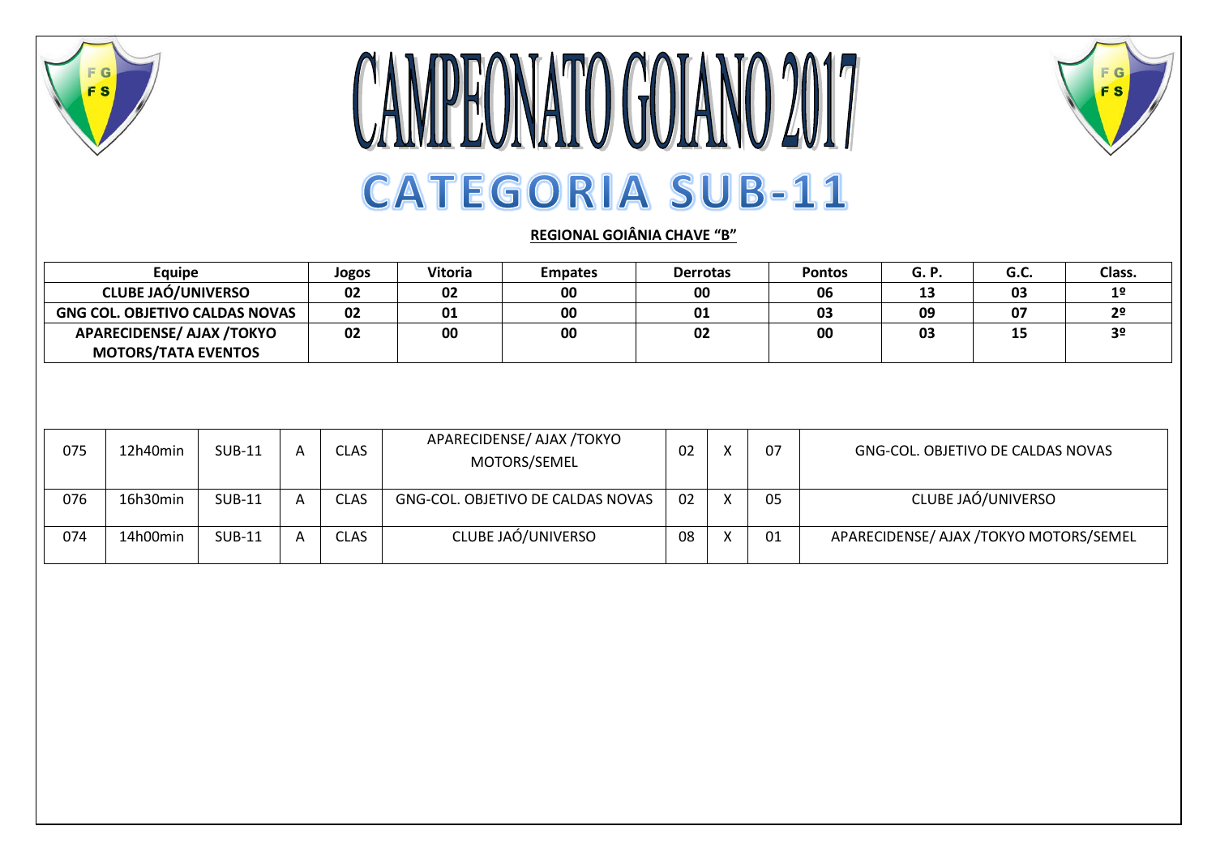# CAMPEONATO GOIANO 2017

## CATEGORIA SUB-11

**REGIONAL GOIÂNIA CHAVE "B"**

| Equipe | Jogos | Vitoria | Empates | Derrotas | Pontos | G. P. | G.C. | Class. |
|---|---|---|---|---|---|---|---|---|
| CLUBE JAÓ/UNIVERSO | 02 | 02 | 00 | 00 | 06 | 13 | 03 | 1º |
| GNG COL. OBJETIVO CALDAS NOVAS | 02 | 01 | 00 | 01 | 03 | 09 | 07 | 2º |
| APARECIDENSE/ AJAX /TOKYO MOTORS/TATA EVENTOS | 02 | 00 | 00 | 02 | 00 | 03 | 15 | 3º |

| | | | | | | | | | |
|---|---|---|---|---|---|---|---|---|---|
| 075 | 12h40min | SUB-11 | A | CLAS | APARECIDENSE/ AJAX /TOKYO MOTORS/SEMEL | 02 | X | 07 | GNG-COL. OBJETIVO DE CALDAS NOVAS |
| 076 | 16h30min | SUB-11 | A | CLAS | GNG-COL. OBJETIVO DE CALDAS NOVAS | 02 | X | 05 | CLUBE JAÓ/UNIVERSO |
| 074 | 14h00min | SUB-11 | A | CLAS | CLUBE JAÓ/UNIVERSO | 08 | X | 01 | APARECIDENSE/ AJAX /TOKYO MOTORS/SEMEL |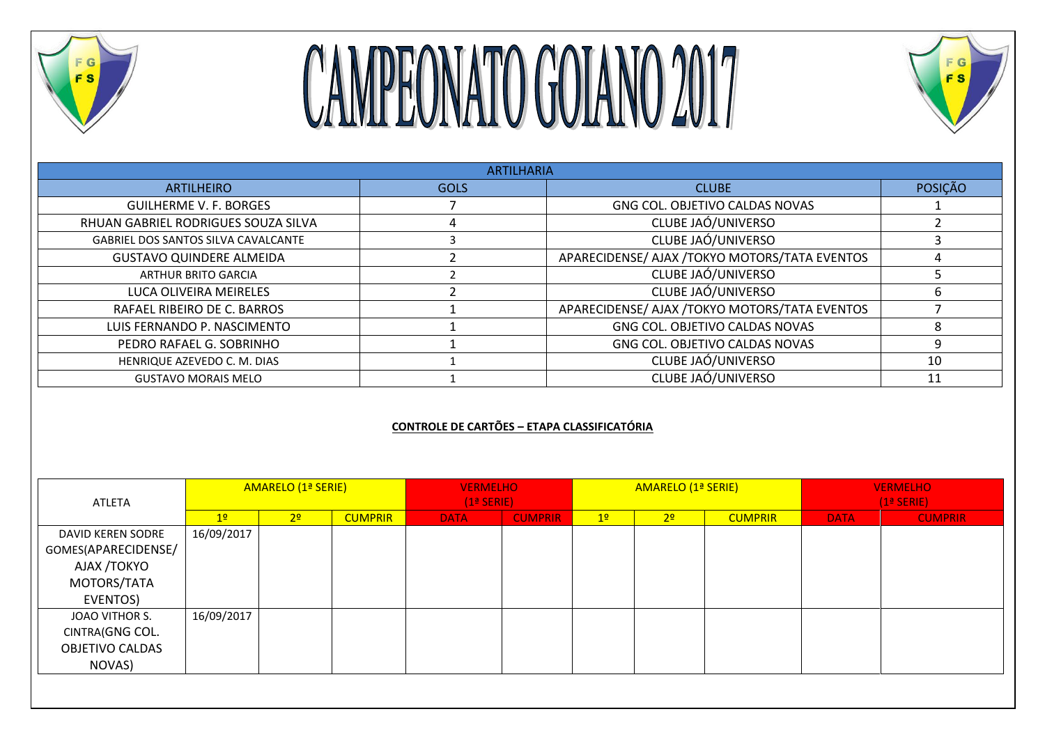# CAMPEONATO GOIANO 2017

| ARTILHARIA | | | |
|---|---|---|---|
| ARTILHEIRO | GOLS | CLUBE | POSIÇÃO |
| GUILHERME V. F. BORGES | 7 | GNG COL. OBJETIVO CALDAS NOVAS | 1 |
| RHUAN GABRIEL RODRIGUES SOUZA SILVA | 4 | CLUBE JAÓ/UNIVERSO | 2 |
| GABRIEL DOS SANTOS SILVA CAVALCANTE | 3 | CLUBE JAÓ/UNIVERSO | 3 |
| GUSTAVO QUINDERE ALMEIDA | 2 | APARECIDENSE/ AJAX /TOKYO MOTORS/TATA EVENTOS | 4 |
| ARTHUR BRITO GARCIA | 2 | CLUBE JAÓ/UNIVERSO | 5 |
| LUCA OLIVEIRA MEIRELES | 2 | CLUBE JAÓ/UNIVERSO | 6 |
| RAFAEL RIBEIRO DE C. BARROS | 1 | APARECIDENSE/ AJAX /TOKYO MOTORS/TATA EVENTOS | 7 |
| LUIS FERNANDO P. NASCIMENTO | 1 | GNG COL. OBJETIVO CALDAS NOVAS | 8 |
| PEDRO RAFAEL G. SOBRINHO | 1 | GNG COL. OBJETIVO CALDAS NOVAS | 9 |
| HENRIQUE AZEVEDO C. M. DIAS | 1 | CLUBE JAÓ/UNIVERSO | 10 |
| GUSTAVO MORAIS MELO | 1 | CLUBE JAÓ/UNIVERSO | 11 |

**CONTROLE DE CARTÕES – ETAPA CLASSIFICATÓRIA**

| ATLETA | AMARELO (1ª SERIE) | | | VERMELHO (1ª SERIE) | | AMARELO (1ª SERIE) | | | VERMELHO (1ª SERIE) | |
|---|---|---|---|---|---|---|---|---|---|---|
| | 1º | 2º | CUMPRIR | DATA | CUMPRIR | 1º | 2º | CUMPRIR | DATA | CUMPRIR |
| DAVID KEREN SODRE GOMES(APARECIDENSE/ AJAX /TOKYO MOTORS/TATA EVENTOS) | 16/09/2017 | | | | | | | | | |
| JOAO VITHOR S. CINTRA(GNG COL. OBJETIVO CALDAS NOVAS) | 16/09/2017 | | | | | | | | | |